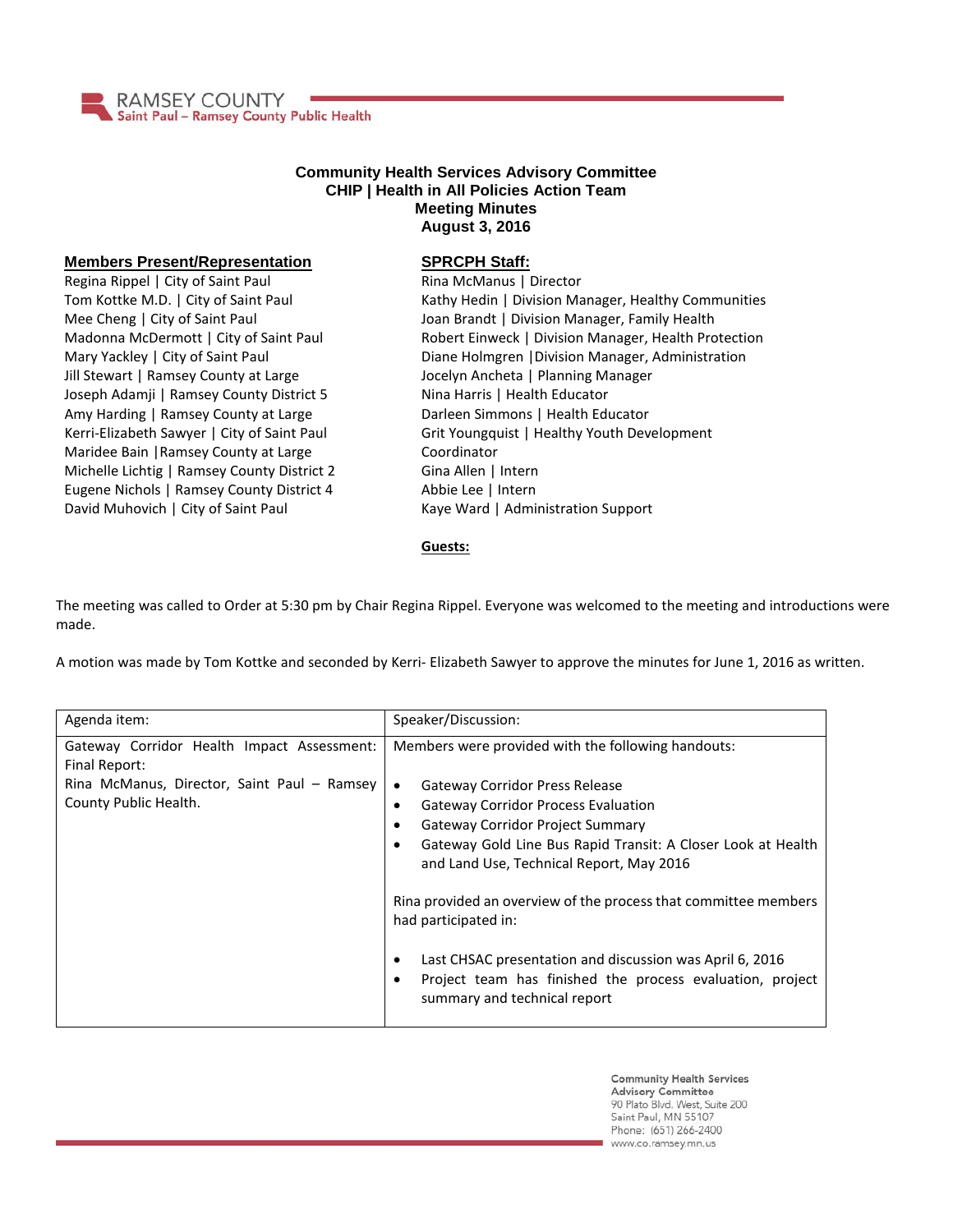# Community Health Services Advisory Committee
## CHIP | Health in All Policies Action Team
## Meeting Minutes
## August 3, 2016

**Members Present/Representation**

Regina Rippel | City of Saint Paul
Tom Kottke M.D. | City of Saint Paul
Mee Cheng | City of Saint Paul
Madonna McDermott | City of Saint Paul
Mary Yackley | City of Saint Paul
Jill Stewart | Ramsey County at Large
Joseph Adamji | Ramsey County District 5
Amy Harding | Ramsey County at Large
Kerri-Elizabeth Sawyer | City of Saint Paul
Maridee Bain |Ramsey County at Large
Michelle Lichtig | Ramsey County District 2
Eugene Nichols | Ramsey County District 4
David Muhovich | City of Saint Paul

**SPRCPH Staff:**

Rina McManus | Director
Kathy Hedin | Division Manager, Healthy Communities
Joan Brandt | Division Manager, Family Health
Robert Einweck | Division Manager, Health Protection
Diane Holmgren |Division Manager, Administration
Jocelyn Ancheta | Planning Manager
Nina Harris | Health Educator
Darleen Simmons | Health Educator
Grit Youngquist | Healthy Youth Development Coordinator
Gina Allen | Intern
Abbie Lee | Intern
Kaye Ward | Administration Support

**Guests:**

The meeting was called to Order at 5:30 pm by Chair Regina Rippel. Everyone was welcomed to the meeting and introductions were made.

A motion was made by Tom Kottke and seconded by Kerri- Elizabeth Sawyer to approve the minutes for June 1, 2016 as written.

| Agenda item: | Speaker/Discussion: |
|---|---|
| Gateway Corridor Health Impact Assessment: Final Report:<br>Rina McManus, Director, Saint Paul – Ramsey County Public Health. | Members were provided with the following handouts:<br>• Gateway Corridor Press Release<br>• Gateway Corridor Process Evaluation<br>• Gateway Corridor Project Summary<br>• Gateway Gold Line Bus Rapid Transit: A Closer Look at Health and Land Use, Technical Report, May 2016<br><br>Rina provided an overview of the process that committee members had participated in:<br><br>• Last CHSAC presentation and discussion was April 6, 2016<br>• Project team has finished the process evaluation, project summary and technical report |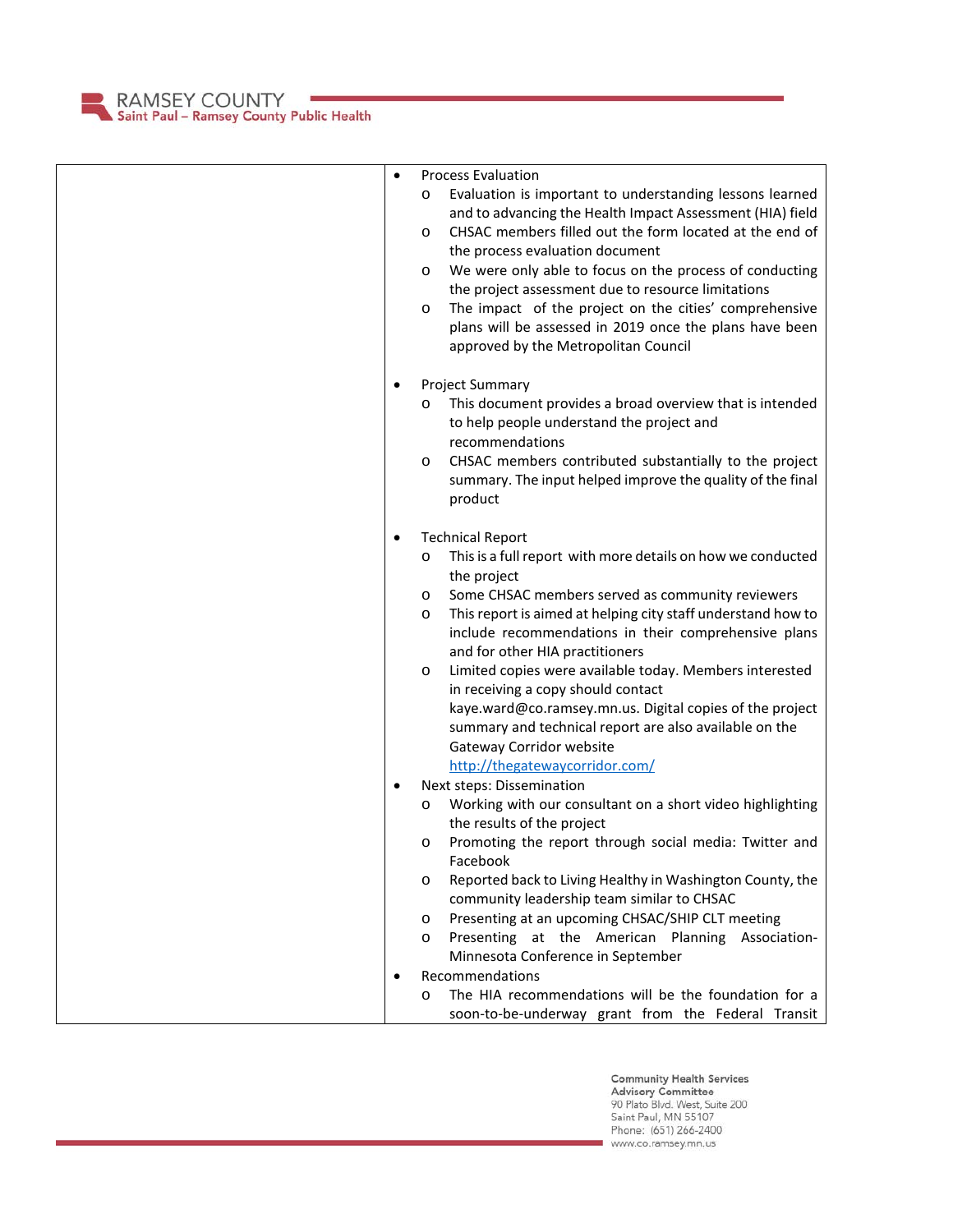| | |
|---|---|
| | • Process Evaluation<br>  o Evaluation is important to understanding lessons learned and to advancing the Health Impact Assessment (HIA) field<br>  o CHSAC members filled out the form located at the end of the process evaluation document<br>  o We were only able to focus on the process of conducting the project assessment due to resource limitations<br>  o The impact of the project on the cities' comprehensive plans will be assessed in 2019 once the plans have been approved by the Metropolitan Council<br><br>• Project Summary<br>  o This document provides a broad overview that is intended to help people understand the project and recommendations<br>  o CHSAC members contributed substantially to the project summary. The input helped improve the quality of the final product<br><br>• Technical Report<br>  o This is a full report with more details on how we conducted the project<br>  o Some CHSAC members served as community reviewers<br>  o This report is aimed at helping city staff understand how to include recommendations in their comprehensive plans and for other HIA practitioners<br>  o Limited copies were available today. Members interested in receiving a copy should contact kaye.ward@co.ramsey.mn.us. Digital copies of the project summary and technical report are also available on the Gateway Corridor website http://thegatewaycorridor.com/<br>• Next steps: Dissemination<br>  o Working with our consultant on a short video highlighting the results of the project<br>  o Promoting the report through social media: Twitter and Facebook<br>  o Reported back to Living Healthy in Washington County, the community leadership team similar to CHSAC<br>  o Presenting at an upcoming CHSAC/SHIP CLT meeting<br>  o Presenting at the American Planning Association-Minnesota Conference in September<br>• Recommendations<br>  o The HIA recommendations will be the foundation for a soon-to-be-underway grant from the Federal Transit |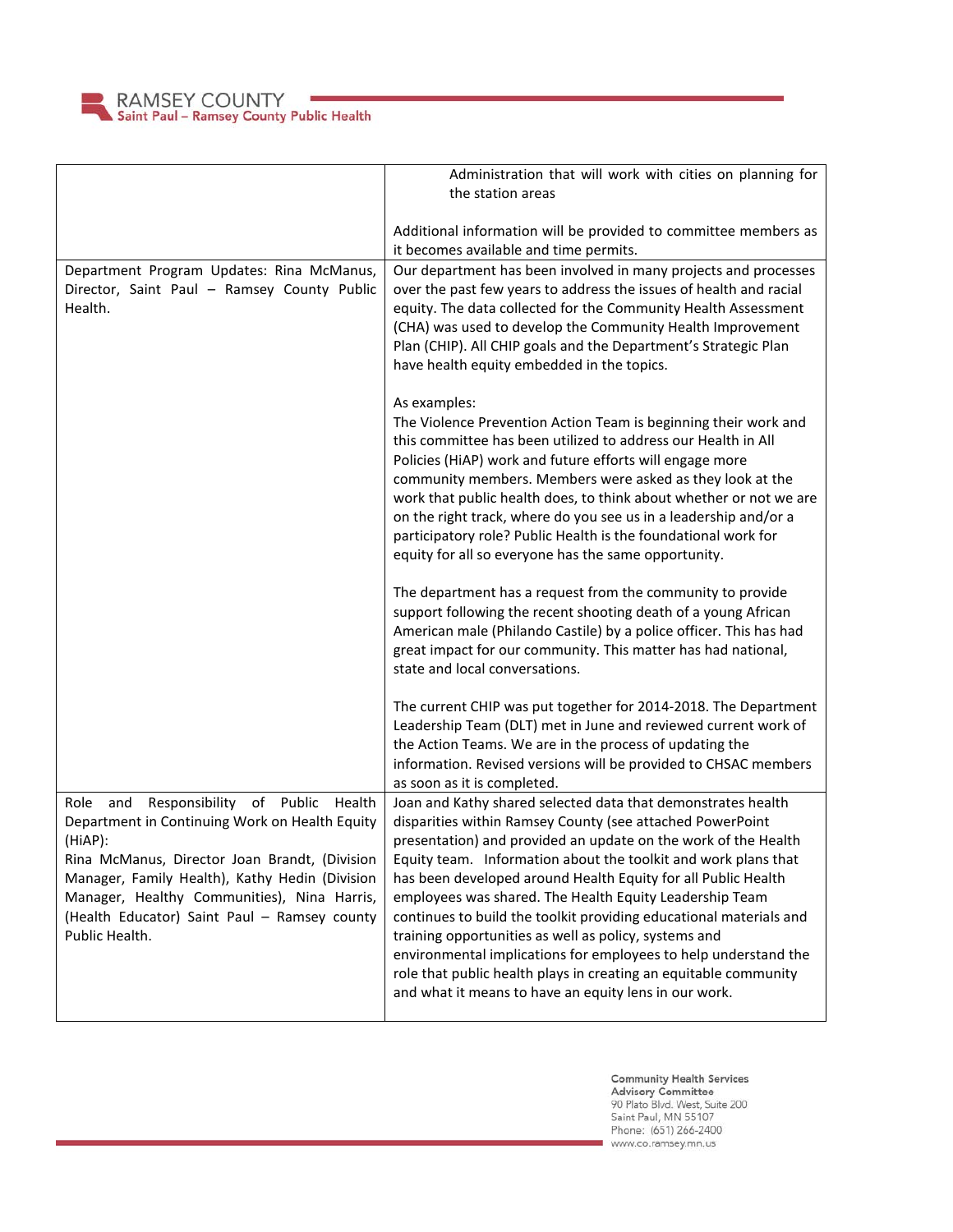| | |
|---|---|
| | Administration that will work with cities on planning for the station areas<br><br>Additional information will be provided to committee members as it becomes available and time permits. |
| Department Program Updates: Rina McManus, Director, Saint Paul – Ramsey County Public Health. | Our department has been involved in many projects and processes over the past few years to address the issues of health and racial equity. The data collected for the Community Health Assessment (CHA) was used to develop the Community Health Improvement Plan (CHIP). All CHIP goals and the Department's Strategic Plan have health equity embedded in the topics.<br><br>As examples:<br>The Violence Prevention Action Team is beginning their work and this committee has been utilized to address our Health in All Policies (HiAP) work and future efforts will engage more community members. Members were asked as they look at the work that public health does, to think about whether or not we are on the right track, where do you see us in a leadership and/or a participatory role? Public Health is the foundational work for equity for all so everyone has the same opportunity.<br><br>The department has a request from the community to provide support following the recent shooting death of a young African American male (Philando Castile) by a police officer. This has had great impact for our community. This matter has had national, state and local conversations.<br><br>The current CHIP was put together for 2014-2018. The Department Leadership Team (DLT) met in June and reviewed current work of the Action Teams. We are in the process of updating the information. Revised versions will be provided to CHSAC members as soon as it is completed. |
| Role and Responsibility of Public Health Department in Continuing Work on Health Equity (HiAP):<br>Rina McManus, Director Joan Brandt, (Division Manager, Family Health), Kathy Hedin (Division Manager, Healthy Communities), Nina Harris, (Health Educator) Saint Paul – Ramsey county Public Health. | Joan and Kathy shared selected data that demonstrates health disparities within Ramsey County (see attached PowerPoint presentation) and provided an update on the work of the Health Equity team. Information about the toolkit and work plans that has been developed around Health Equity for all Public Health employees was shared. The Health Equity Leadership Team continues to build the toolkit providing educational materials and training opportunities as well as policy, systems and environmental implications for employees to help understand the role that public health plays in creating an equitable community and what it means to have an equity lens in our work. |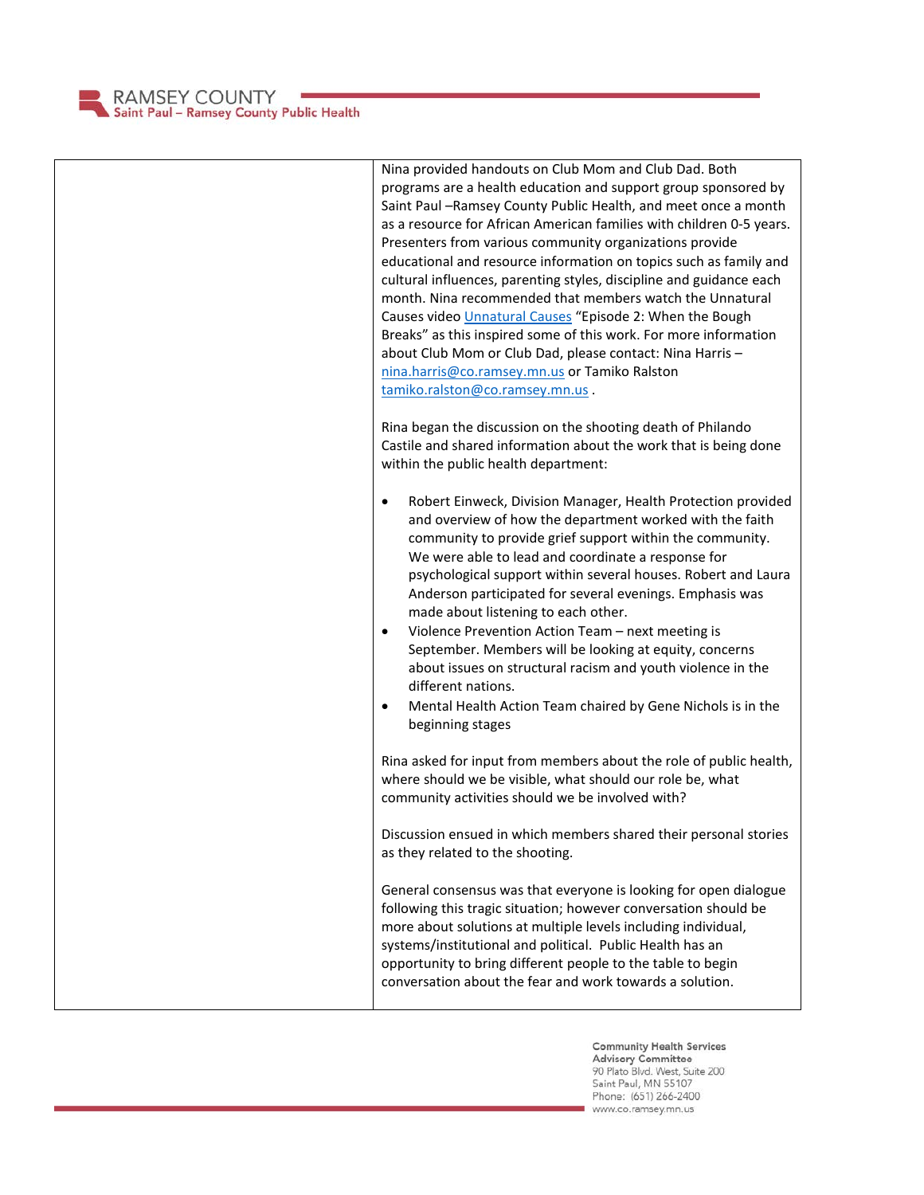| | |
|---|---|
| | Nina provided handouts on Club Mom and Club Dad. Both programs are a health education and support group sponsored by Saint Paul –Ramsey County Public Health, and meet once a month as a resource for African American families with children 0-5 years. Presenters from various community organizations provide educational and resource information on topics such as family and cultural influences, parenting styles, discipline and guidance each month. Nina recommended that members watch the Unnatural Causes video Unnatural Causes "Episode 2: When the Bough Breaks" as this inspired some of this work. For more information about Club Mom or Club Dad, please contact: Nina Harris – nina.harris@co.ramsey.mn.us or Tamiko Ralston tamiko.ralston@co.ramsey.mn.us .<br><br>Rina began the discussion on the shooting death of Philando Castile and shared information about the work that is being done within the public health department:<br><br>• Robert Einweck, Division Manager, Health Protection provided and overview of how the department worked with the faith community to provide grief support within the community. We were able to lead and coordinate a response for psychological support within several houses. Robert and Laura Anderson participated for several evenings. Emphasis was made about listening to each other.<br>• Violence Prevention Action Team – next meeting is September. Members will be looking at equity, concerns about issues on structural racism and youth violence in the different nations.<br>• Mental Health Action Team chaired by Gene Nichols is in the beginning stages<br><br>Rina asked for input from members about the role of public health, where should we be visible, what should our role be, what community activities should we be involved with?<br><br>Discussion ensued in which members shared their personal stories as they related to the shooting.<br><br>General consensus was that everyone is looking for open dialogue following this tragic situation; however conversation should be more about solutions at multiple levels including individual, systems/institutional and political. Public Health has an opportunity to bring different people to the table to begin conversation about the fear and work towards a solution. |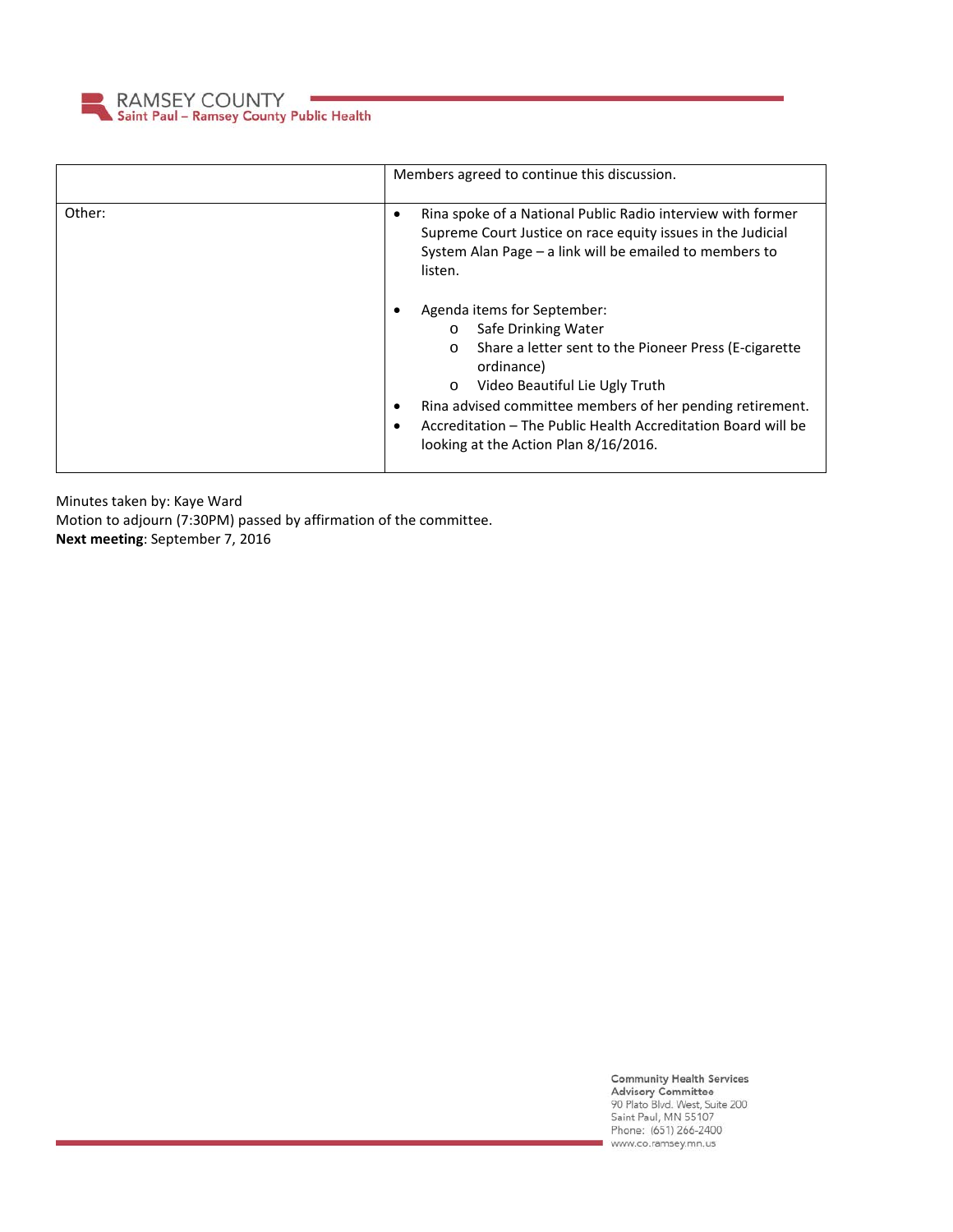| | |
|---|---|
| | Members agreed to continue this discussion. |
| Other: | • Rina spoke of a National Public Radio interview with former Supreme Court Justice on race equity issues in the Judicial System Alan Page – a link will be emailed to members to listen.<br><br>• Agenda items for September:<br>  o Safe Drinking Water<br>  o Share a letter sent to the Pioneer Press (E-cigarette ordinance)<br>  o Video Beautiful Lie Ugly Truth<br>• Rina advised committee members of her pending retirement.<br>• Accreditation – The Public Health Accreditation Board will be looking at the Action Plan 8/16/2016. |

Minutes taken by: Kaye Ward
Motion to adjourn (7:30PM) passed by affirmation of the committee.
**Next meeting**: September 7, 2016